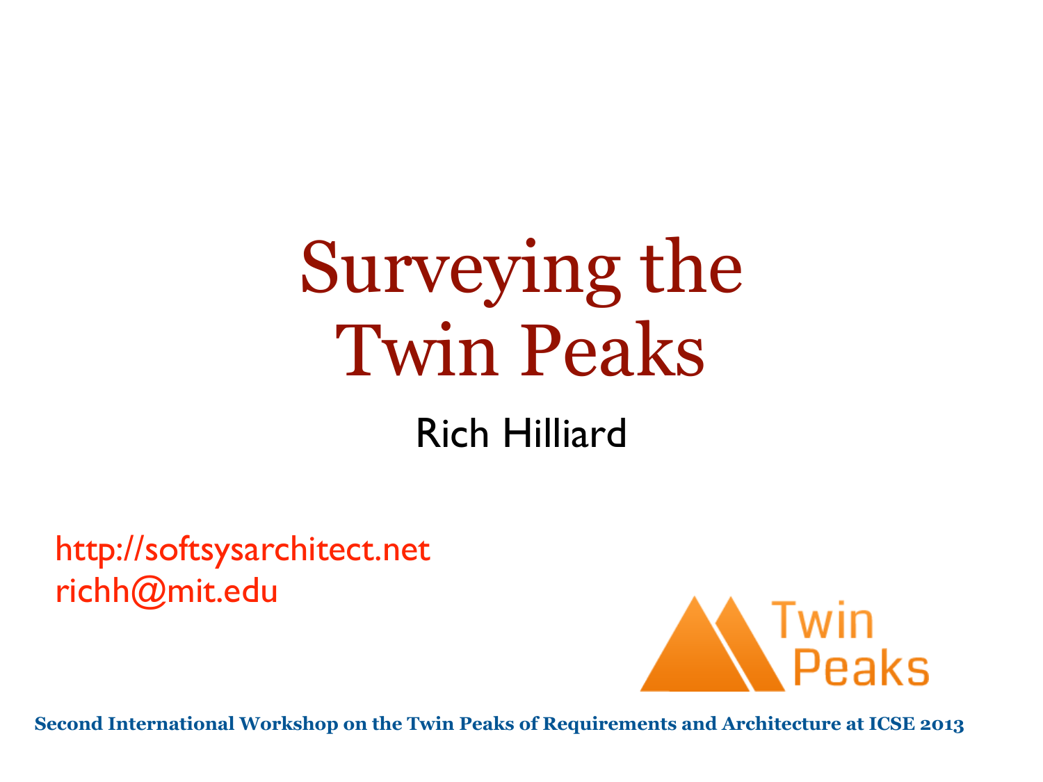# Surveying the Twin Peaks

Rich Hilliard

http://softsysarchitect.net
richh@mit.edu

Twin Peaks

**Second International Workshop on the Twin Peaks of Requirements and Architecture at ICSE 2013**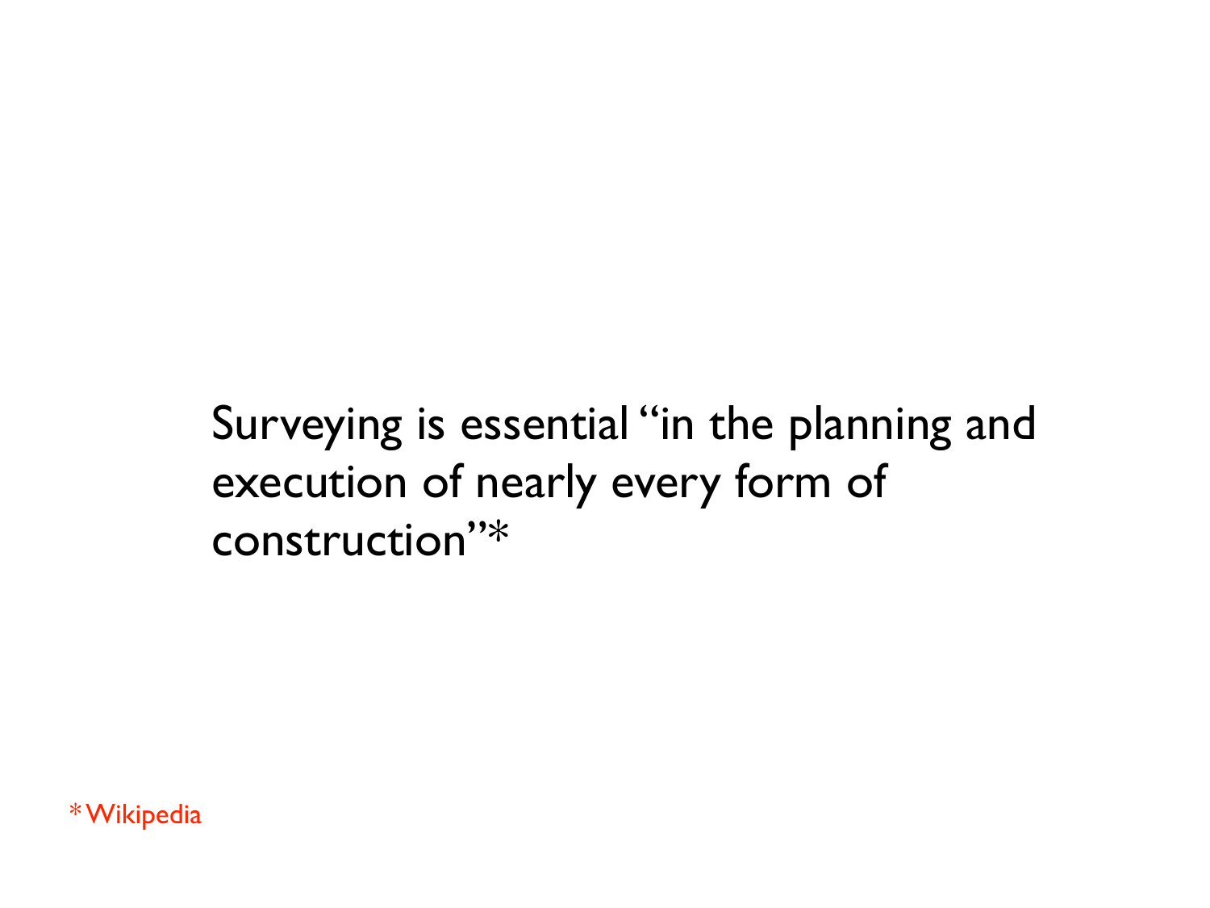Surveying is essential "in the planning and execution of nearly every form of construction"*

* Wikipedia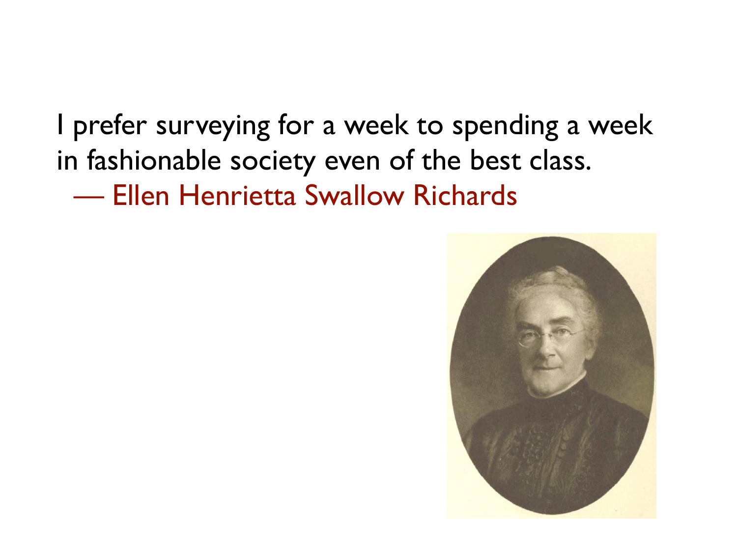I prefer surveying for a week to spending a week in fashionable society even of the best class.

— Ellen Henrietta Swallow Richards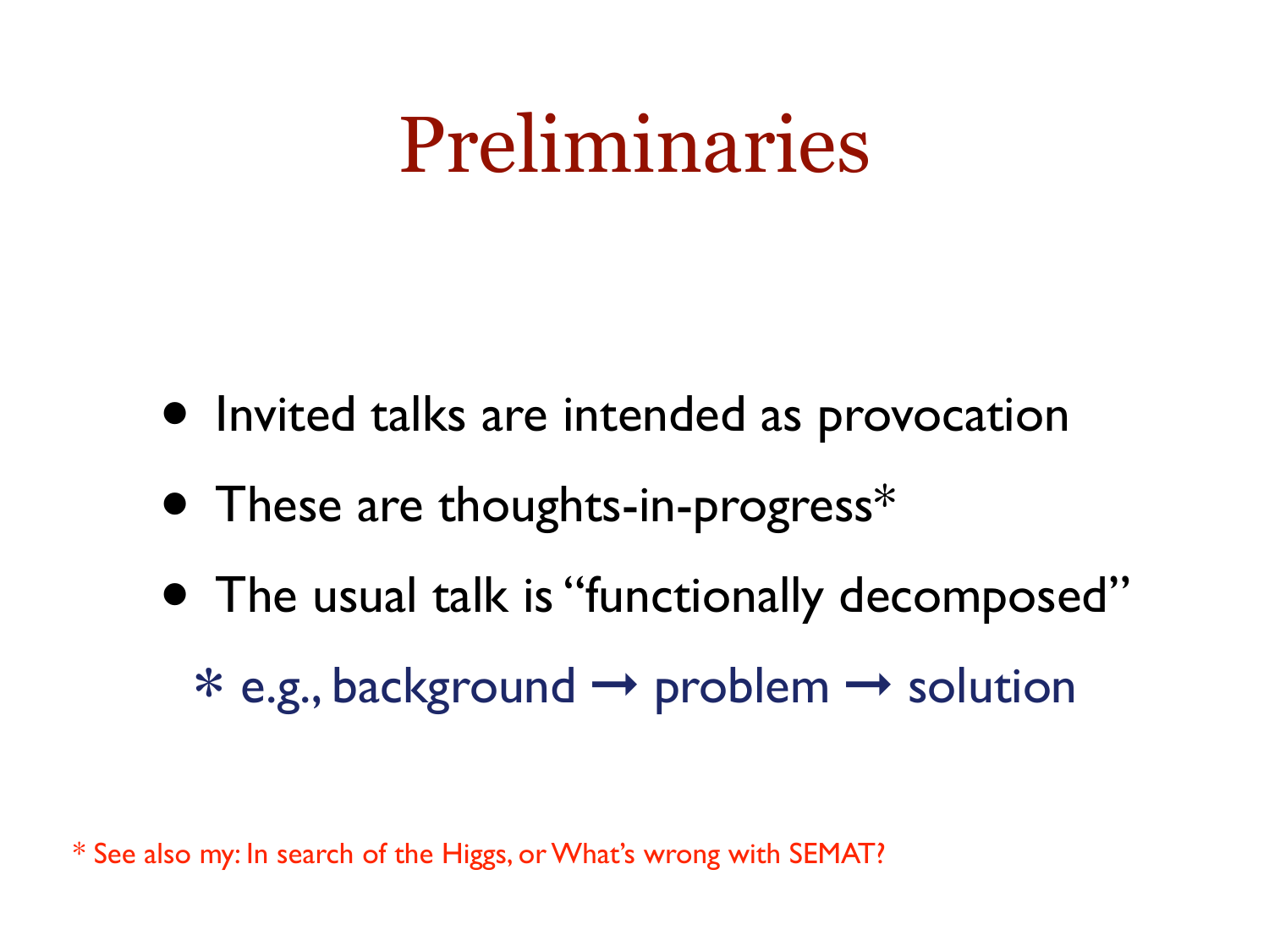# Preliminaries

- Invited talks are intended as provocation
- These are thoughts-in-progress*
- The usual talk is "functionally decomposed"
  - e.g., background → problem → solution

* See also my: In search of the Higgs, or What's wrong with SEMAT?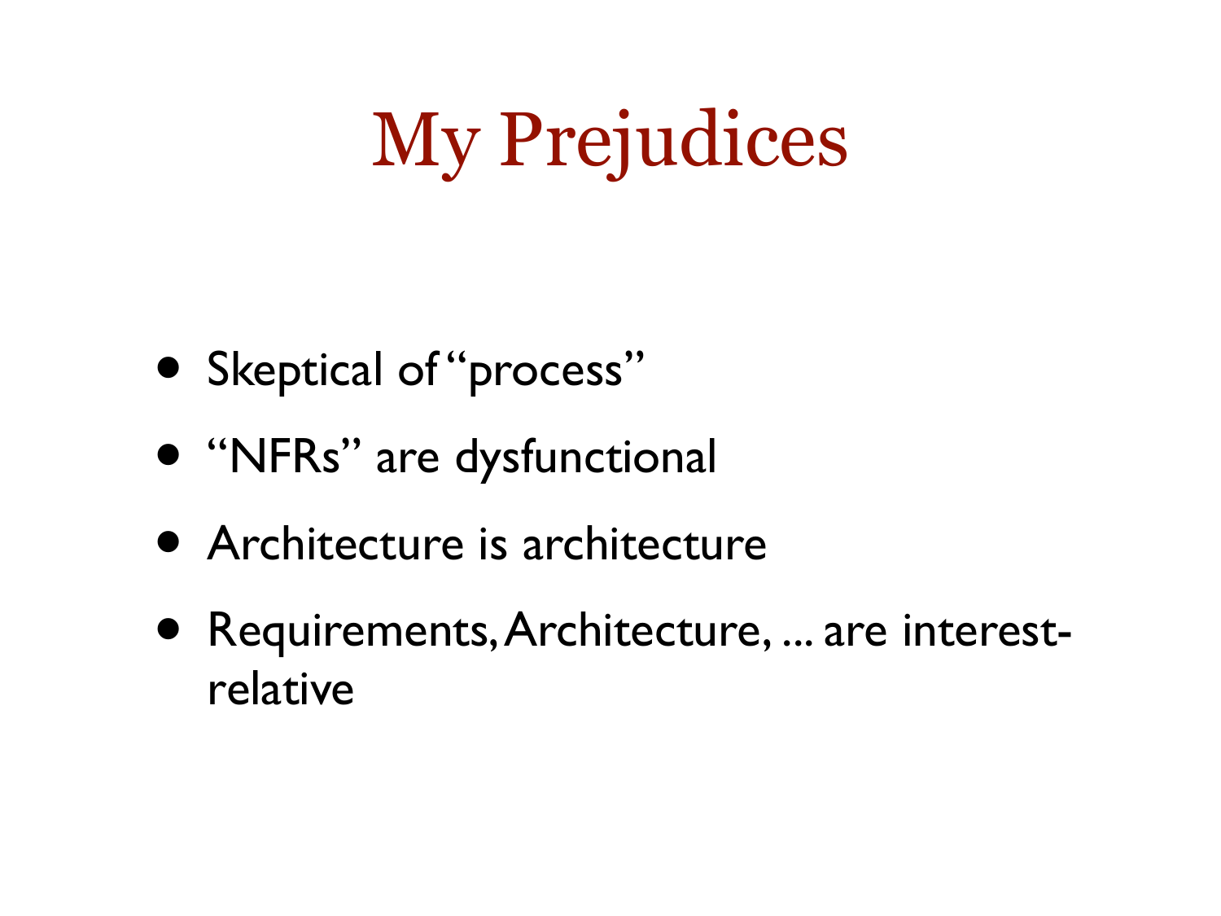# My Prejudices

- Skeptical of "process"
- "NFRs" are dysfunctional
- Architecture is architecture
- Requirements, Architecture, ... are interest-relative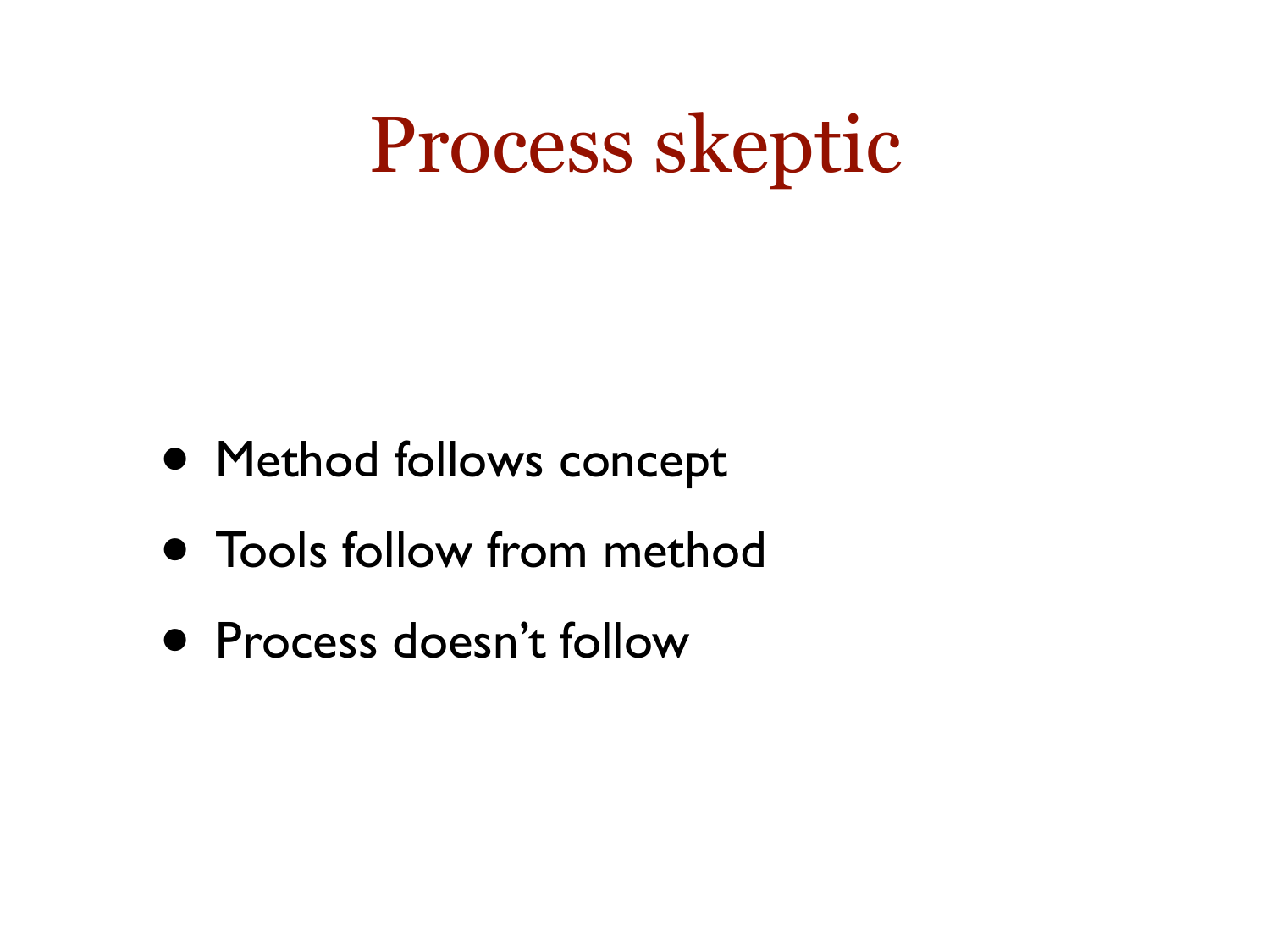# Process skeptic

- Method follows concept
- Tools follow from method
- Process doesn't follow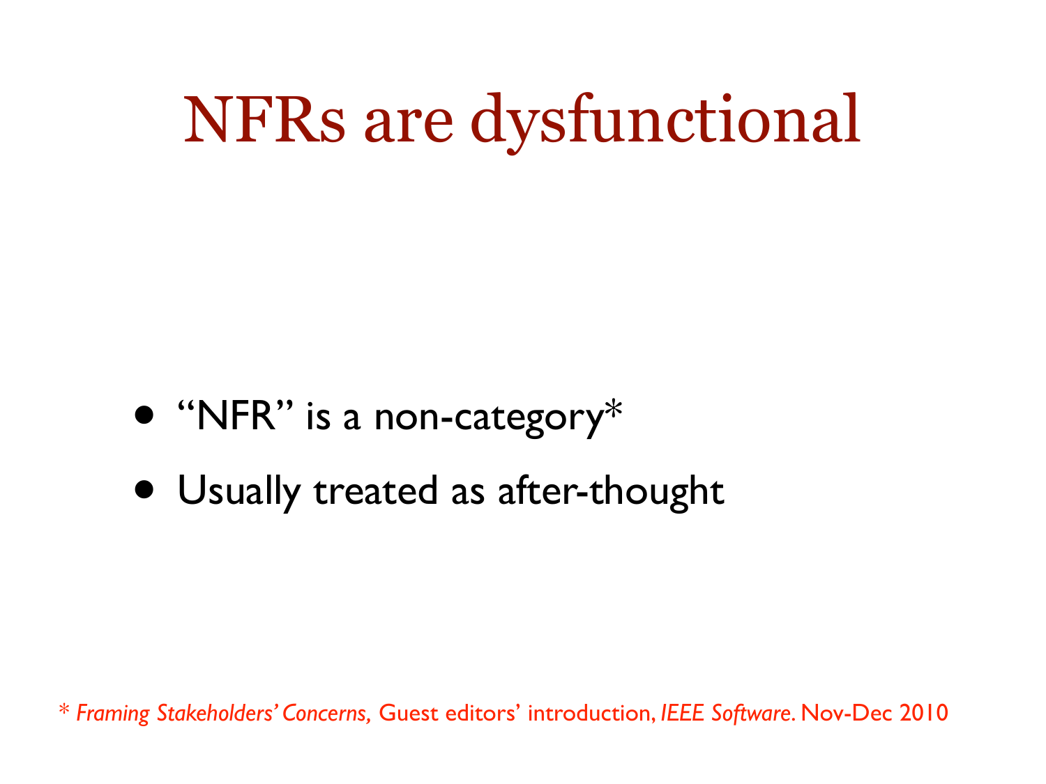# NFRs are dysfunctional

- "NFR" is a non-category*
- Usually treated as after-thought

* *Framing Stakeholders' Concerns,* Guest editors' introduction, *IEEE Software*. Nov-Dec 2010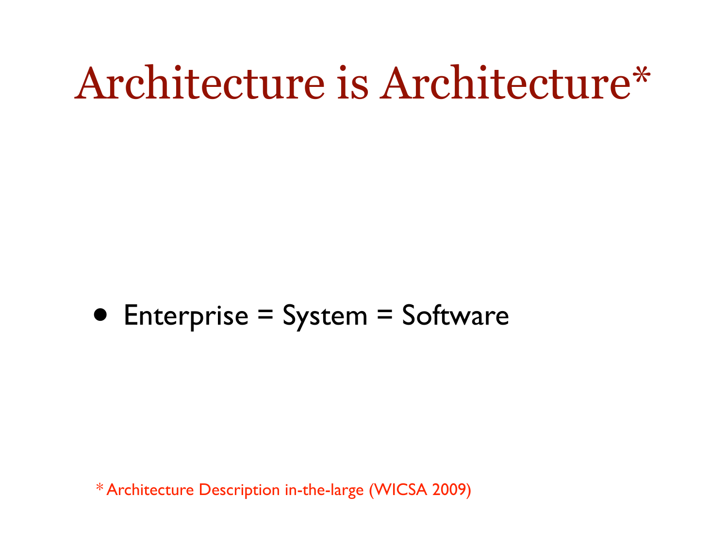# Architecture is Architecture*

- Enterprise = System = Software

* Architecture Description in-the-large (WICSA 2009)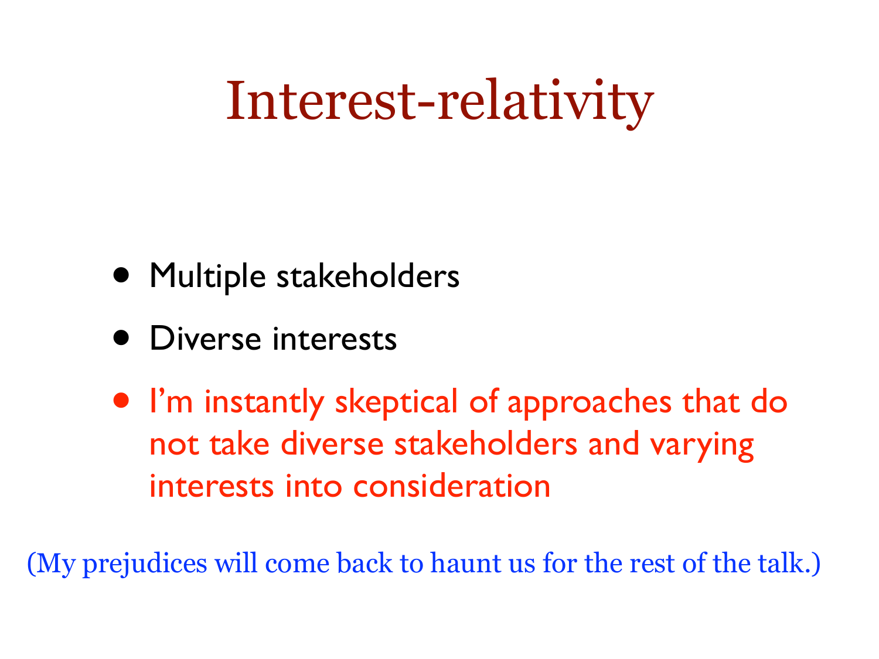# Interest-relativity

- Multiple stakeholders
- Diverse interests
- I'm instantly skeptical of approaches that do not take diverse stakeholders and varying interests into consideration

(My prejudices will come back to haunt us for the rest of the talk.)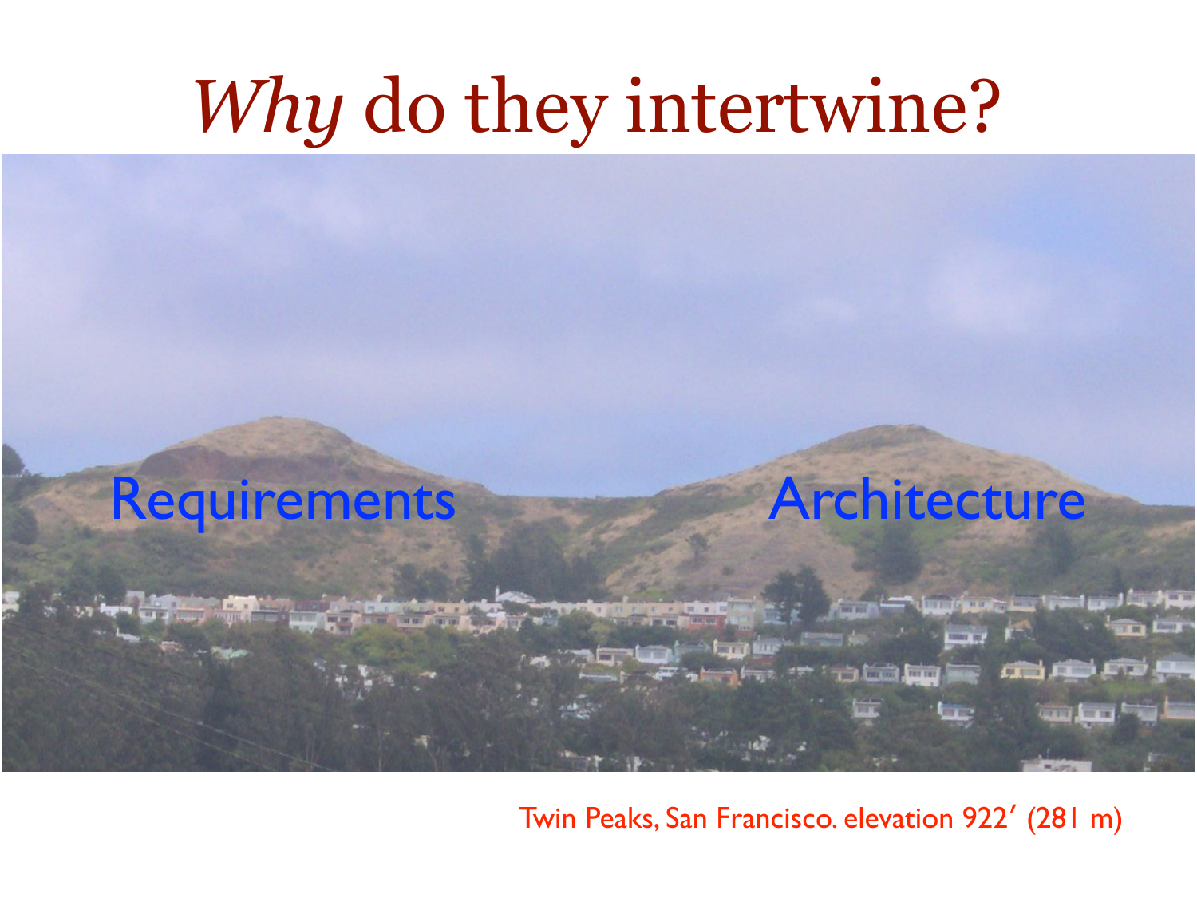# *Why* do they intertwine?

Requirements

Architecture

Twin Peaks, San Francisco. elevation 922′ (281 m)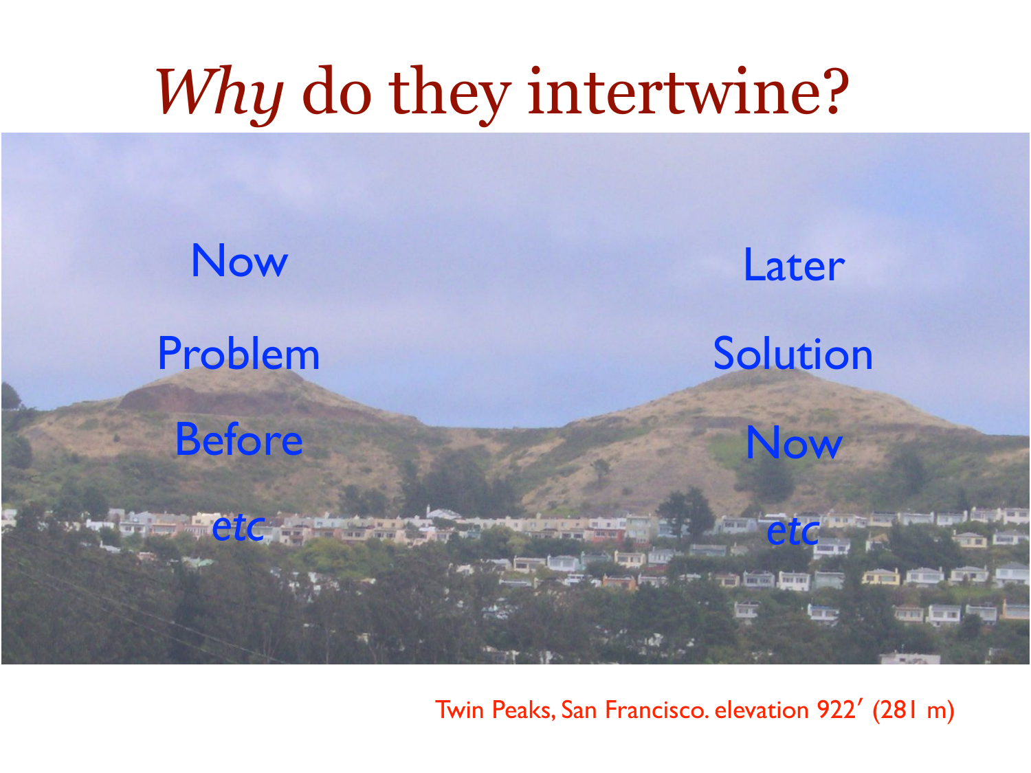# *Why* do they intertwine?

| Now | Later |
| --- | --- |
| Problem | Solution |
| Before | Now |
| *etc* | *etc* |

Twin Peaks, San Francisco. elevation 922′ (281 m)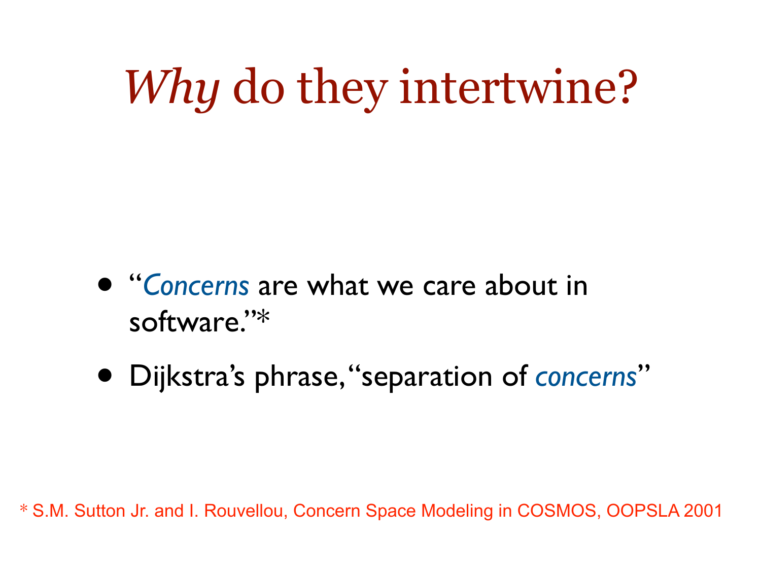# *Why* do they intertwine?

- "*Concerns* are what we care about in software."*
- Dijkstra's phrase, "separation of *concerns*"

* S.M. Sutton Jr. and I. Rouvellou, Concern Space Modeling in COSMOS, OOPSLA 2001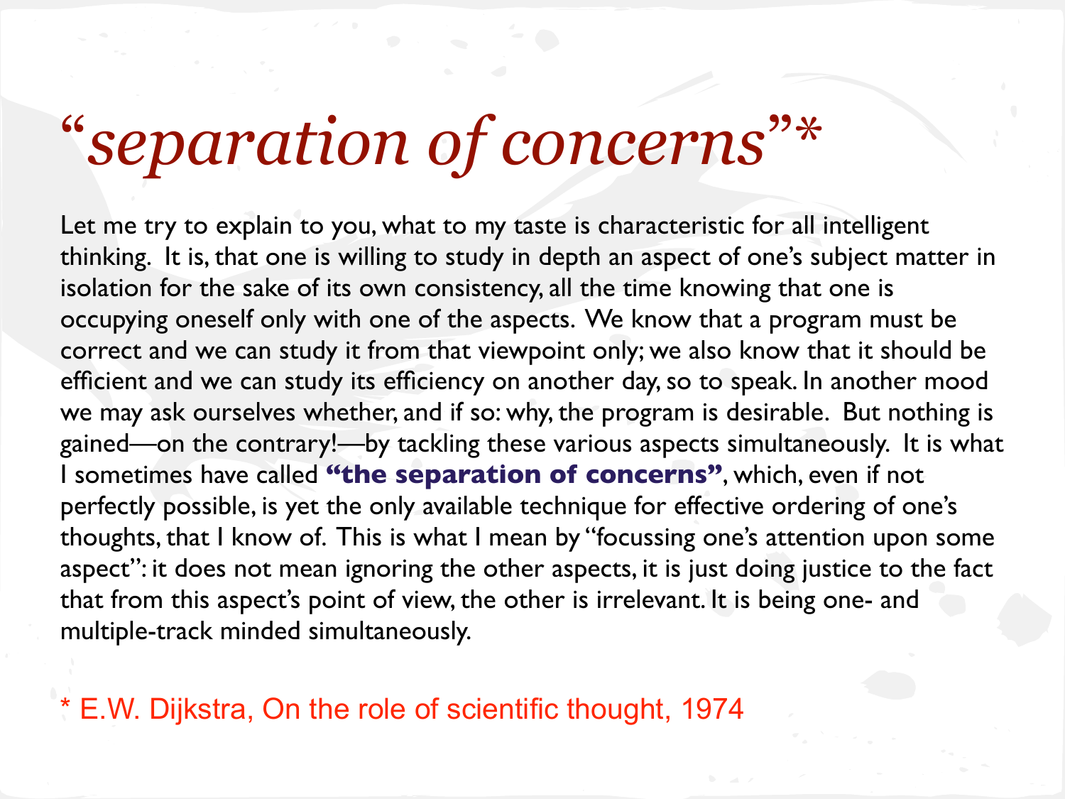# “*separation of concerns*”*

Let me try to explain to you, what to my taste is characteristic for all intelligent thinking. It is, that one is willing to study in depth an aspect of one’s subject matter in isolation for the sake of its own consistency, all the time knowing that one is occupying oneself only with one of the aspects. We know that a program must be correct and we can study it from that viewpoint only; we also know that it should be efficient and we can study its efficiency on another day, so to speak. In another mood we may ask ourselves whether, and if so: why, the program is desirable. But nothing is gained—on the contrary!—by tackling these various aspects simultaneously. It is what I sometimes have called **“the separation of concerns”**, which, even if not perfectly possible, is yet the only available technique for effective ordering of one’s thoughts, that I know of. This is what I mean by “focussing one’s attention upon some aspect”: it does not mean ignoring the other aspects, it is just doing justice to the fact that from this aspect’s point of view, the other is irrelevant. It is being one- and multiple-track minded simultaneously.

* E.W. Dijkstra, On the role of scientific thought, 1974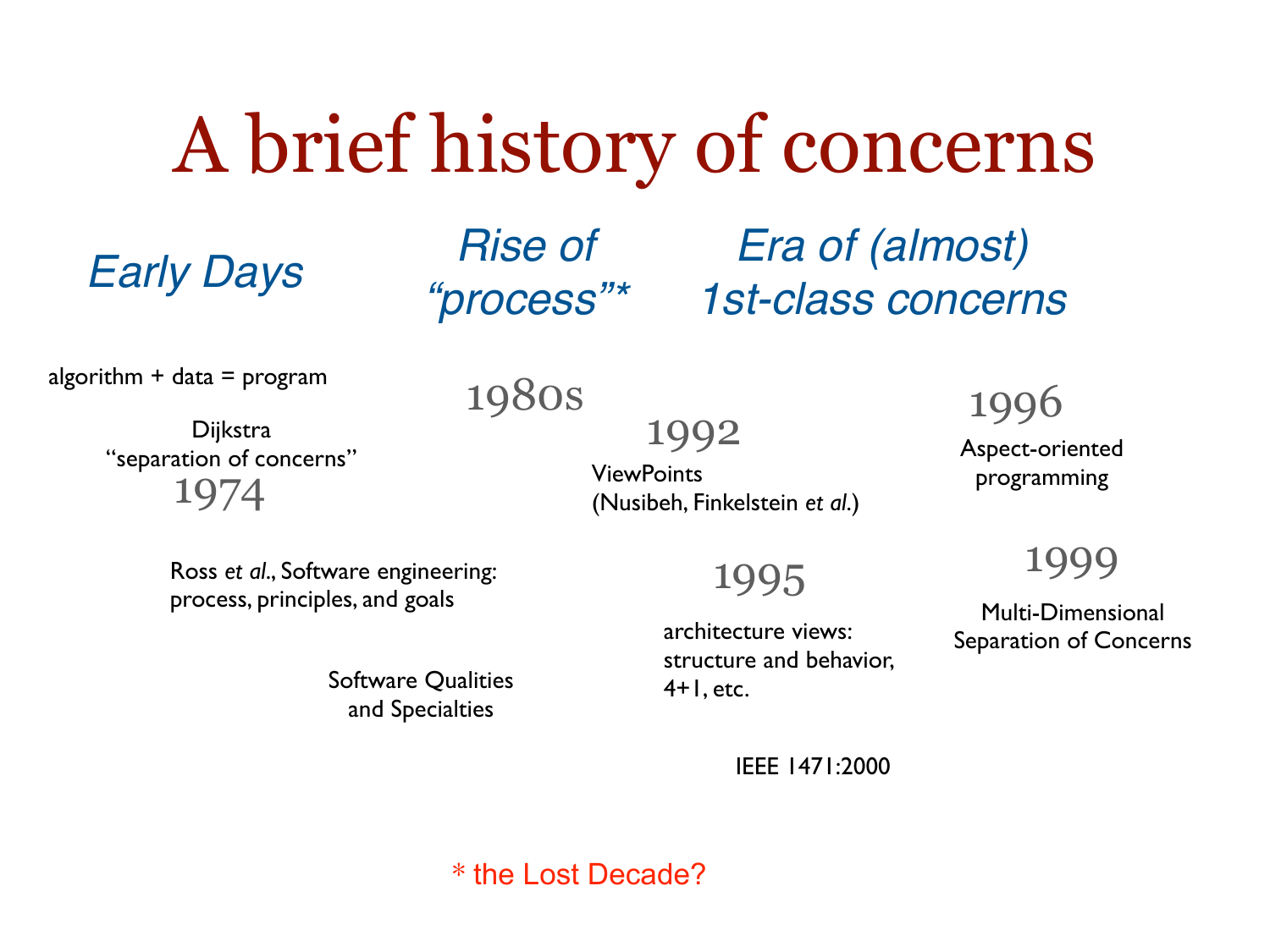# A brief history of concerns

## *Early Days*

algorithm + data = program

Dijkstra
"separation of concerns"
1974

Ross *et al.*, Software engineering: process, principles, and goals

## *Rise of "process"\**

1980s

Software Qualities and Specialties

## *Era of (almost) 1st-class concerns*

1992
ViewPoints
(Nusibeh, Finkelstein *et al.*)

1995
architecture views: structure and behavior, 4+1, etc.

IEEE 1471:2000

1996
Aspect-oriented programming

1999
Multi-Dimensional Separation of Concerns

\* the Lost Decade?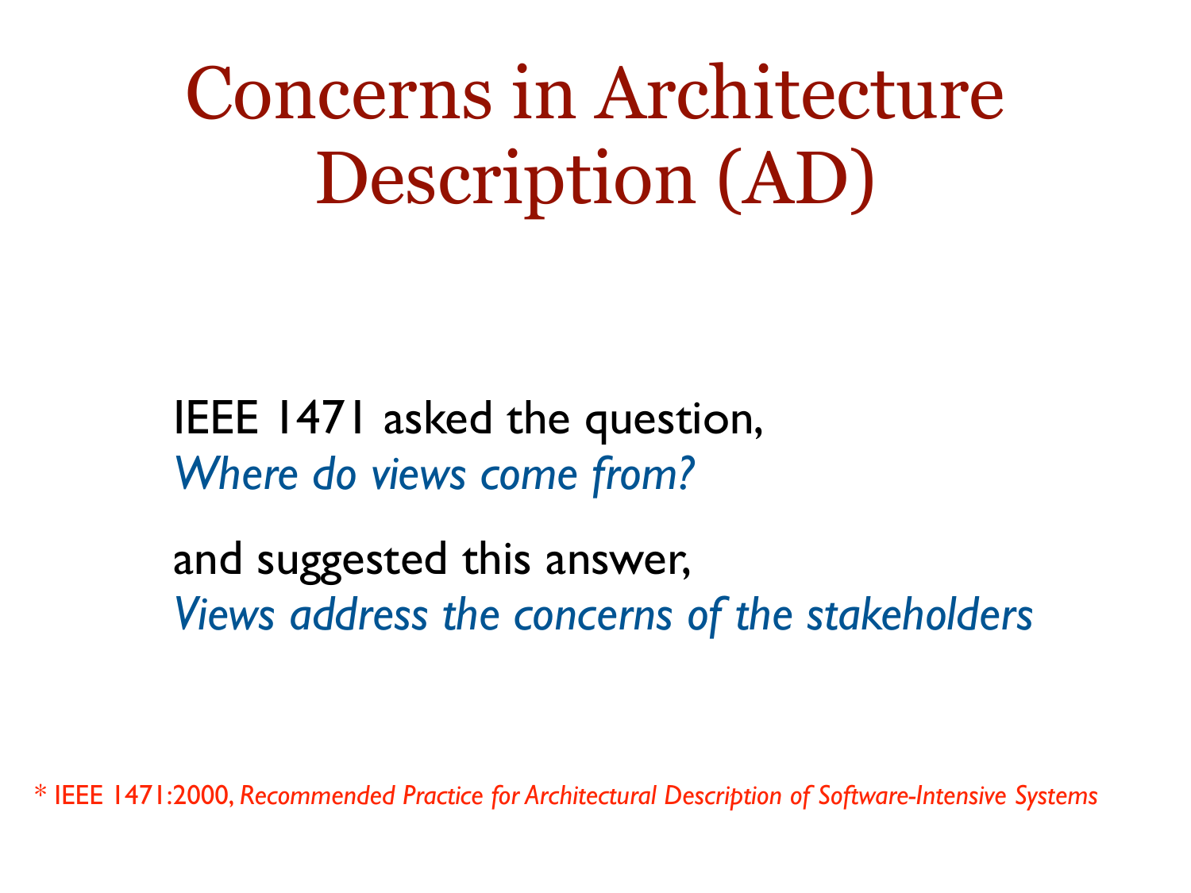# Concerns in Architecture Description (AD)

IEEE 1471 asked the question,
*Where do views come from?*

and suggested this answer,
*Views address the concerns of the stakeholders*

* IEEE 1471:2000, *Recommended Practice for Architectural Description of Software-Intensive Systems*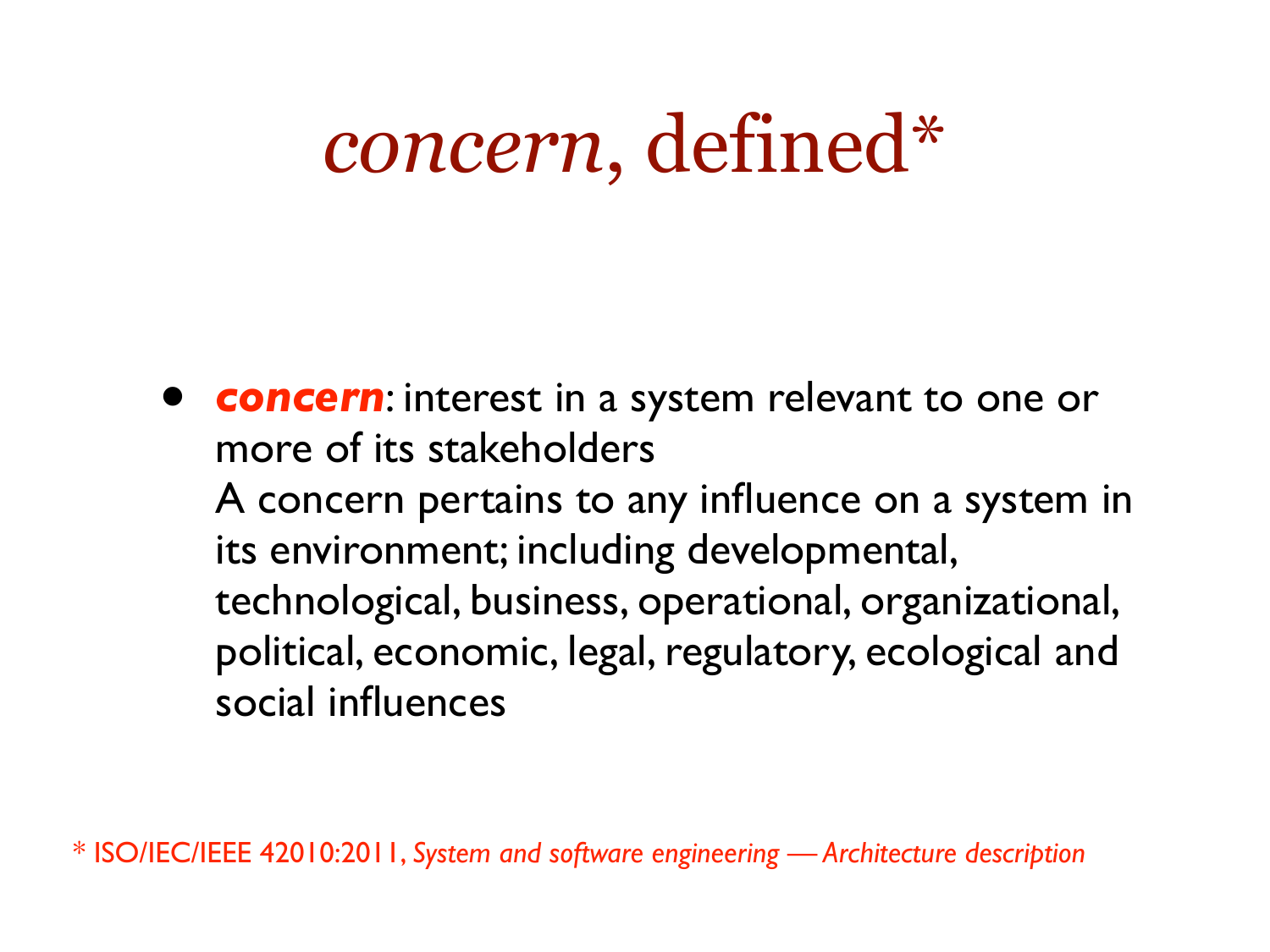# *concern*, defined*

- ***concern***: interest in a system relevant to one or more of its stakeholders
  A concern pertains to any influence on a system in its environment; including developmental, technological, business, operational, organizational, political, economic, legal, regulatory, ecological and social influences

* ISO/IEC/IEEE 42010:2011, *System and software engineering — Architecture description*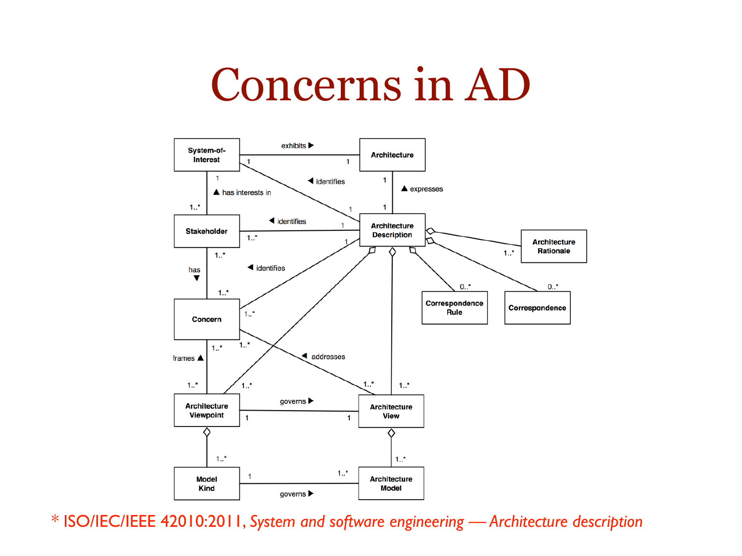# Concerns in AD

\* ISO/IEC/IEEE 42010:2011, *System and software engineering — Architecture description*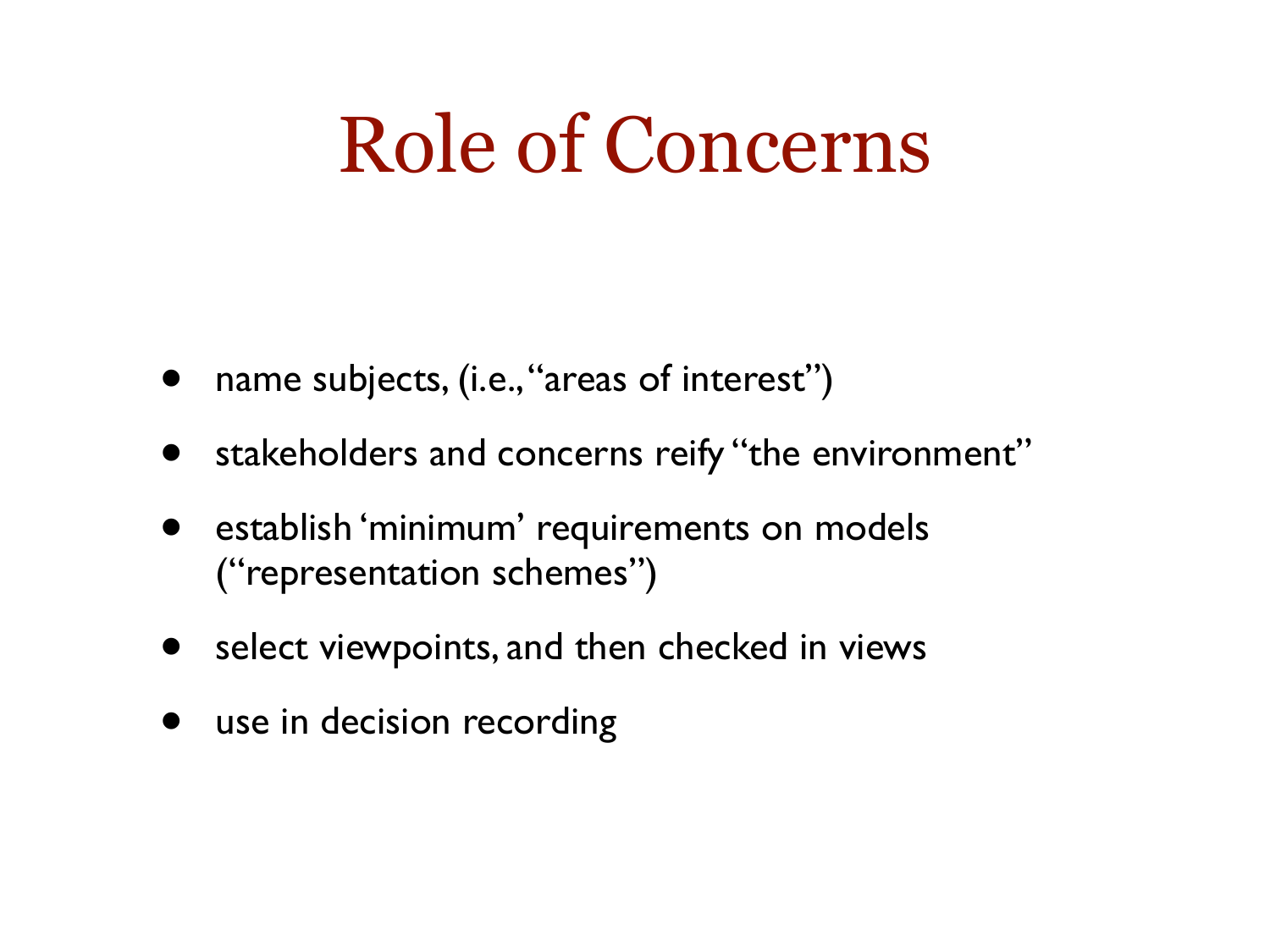# Role of Concerns

- name subjects, (i.e., "areas of interest")
- stakeholders and concerns reify "the environment"
- establish 'minimum' requirements on models ("representation schemes")
- select viewpoints, and then checked in views
- use in decision recording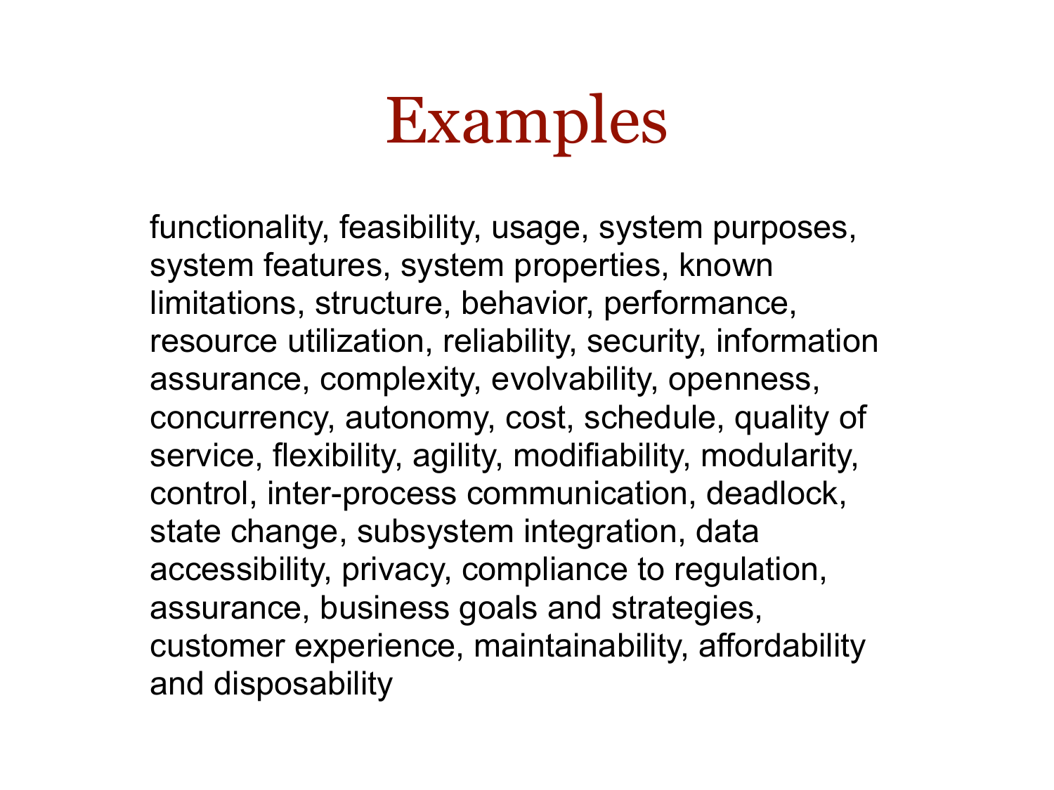# Examples

functionality, feasibility, usage, system purposes, system features, system properties, known limitations, structure, behavior, performance, resource utilization, reliability, security, information assurance, complexity, evolvability, openness, concurrency, autonomy, cost, schedule, quality of service, flexibility, agility, modifiability, modularity, control, inter-process communication, deadlock, state change, subsystem integration, data accessibility, privacy, compliance to regulation, assurance, business goals and strategies, customer experience, maintainability, affordability and disposability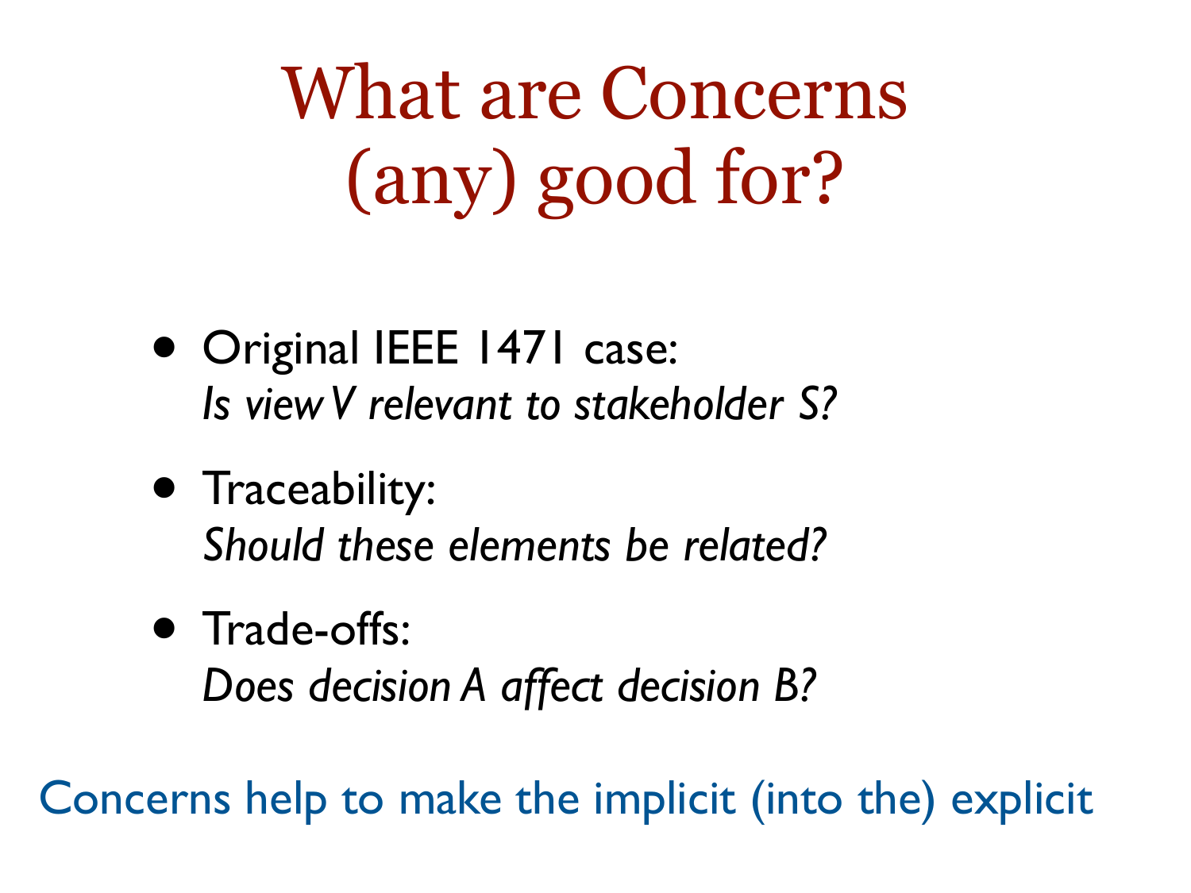# What are Concerns (any) good for?

- Original IEEE 1471 case:
  *Is view V relevant to stakeholder S?*
- Traceability:
  *Should these elements be related?*
- Trade-offs:
  *Does decision A affect decision B?*

Concerns help to make the implicit (into the) explicit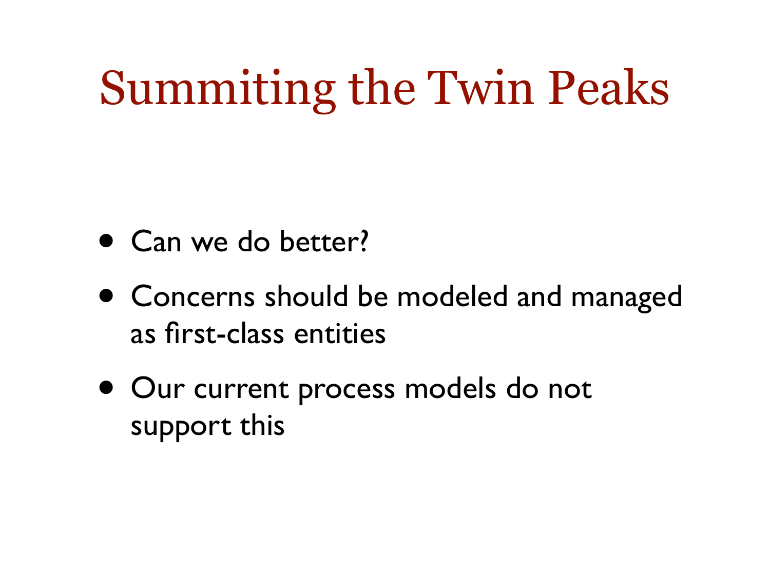# Summiting the Twin Peaks

- Can we do better?
- Concerns should be modeled and managed as first-class entities
- Our current process models do not support this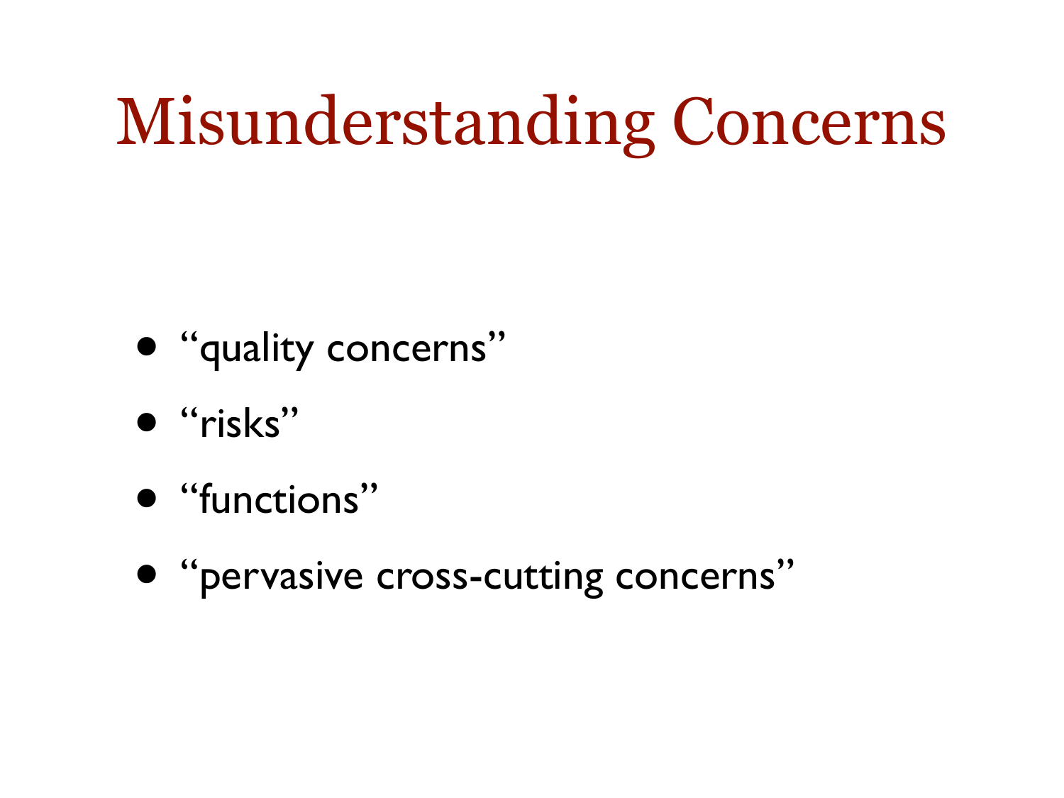# Misunderstanding Concerns

- “quality concerns”
- “risks”
- “functions”
- “pervasive cross-cutting concerns”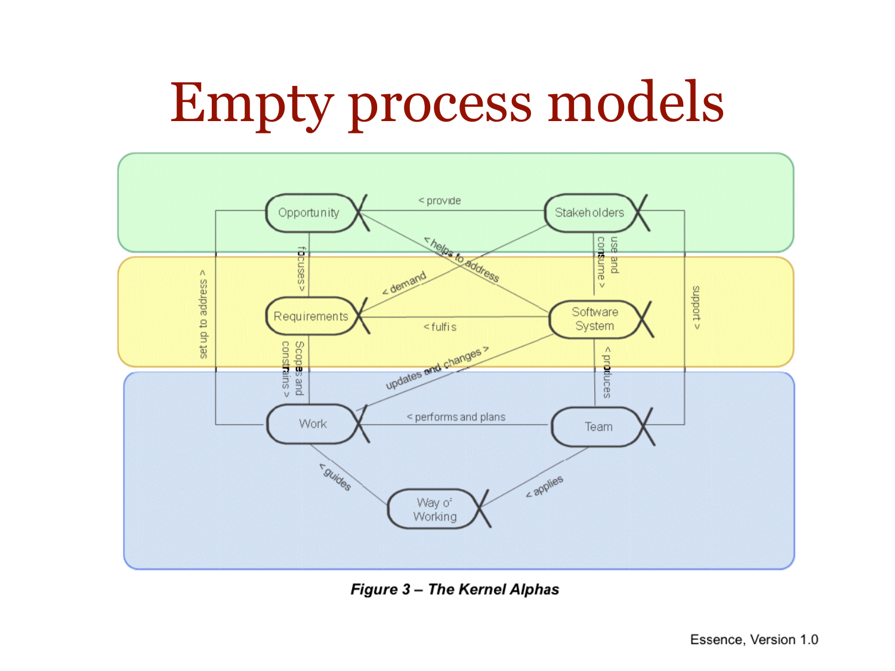# Empty process models

*Figure 3 – The Kernel Alphas*

Essence, Version 1.0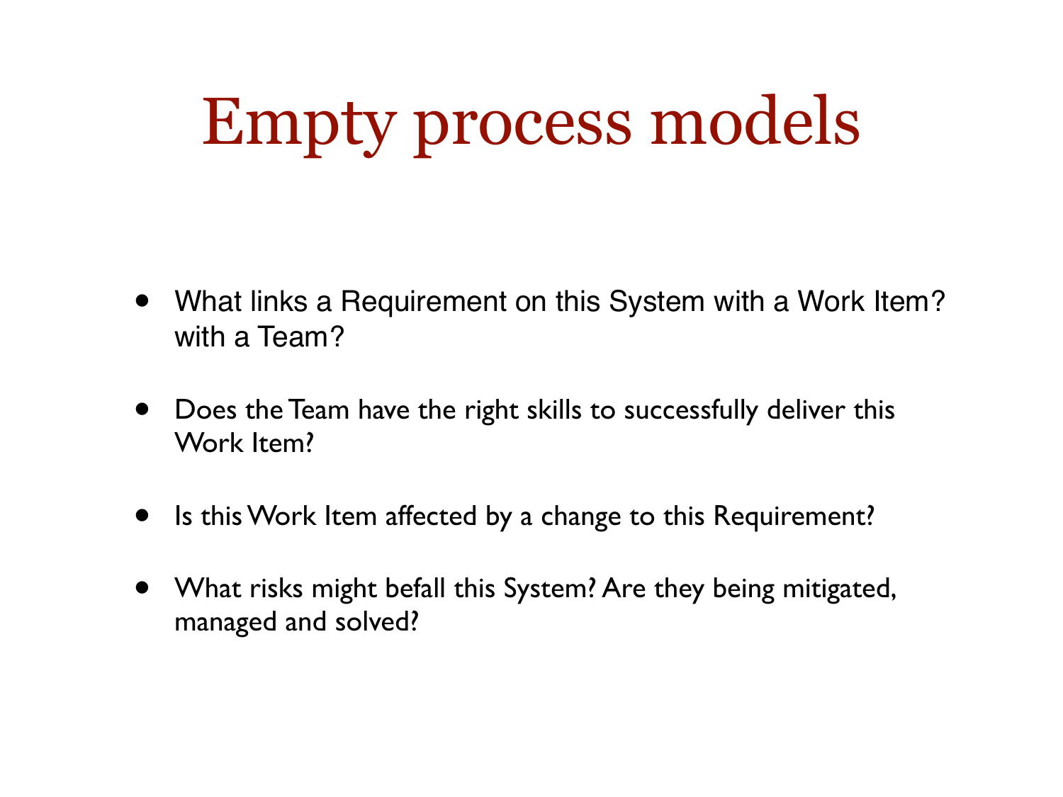# Empty process models

- What links a Requirement on this System with a Work Item? with a Team?
- Does the Team have the right skills to successfully deliver this Work Item?
- Is this Work Item affected by a change to this Requirement?
- What risks might befall this System? Are they being mitigated, managed and solved?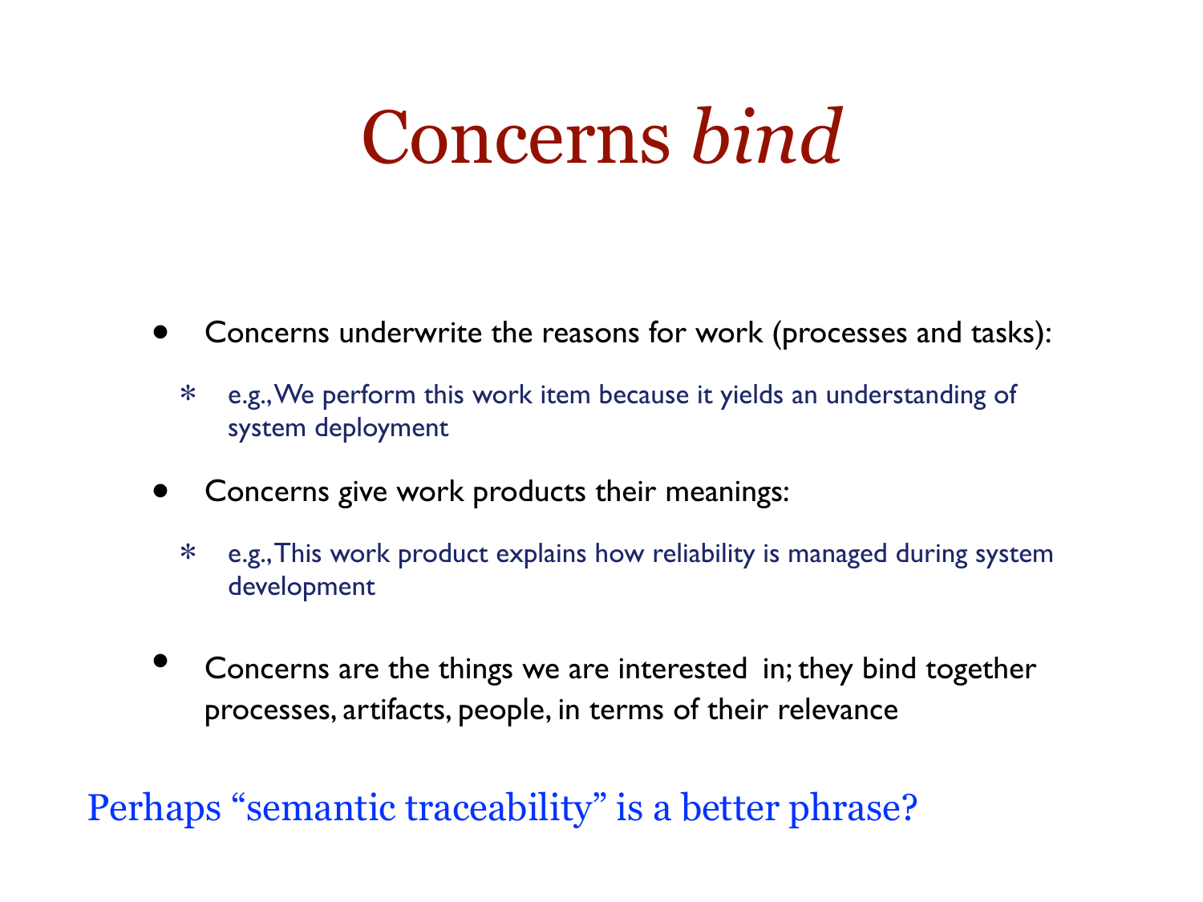# Concerns *bind*

- Concerns underwrite the reasons for work (processes and tasks):
  - e.g., We perform this work item because it yields an understanding of system deployment
- Concerns give work products their meanings:
  - e.g., This work product explains how reliability is managed during system development
- Concerns are the things we are interested in; they bind together processes, artifacts, people, in terms of their relevance

Perhaps "semantic traceability" is a better phrase?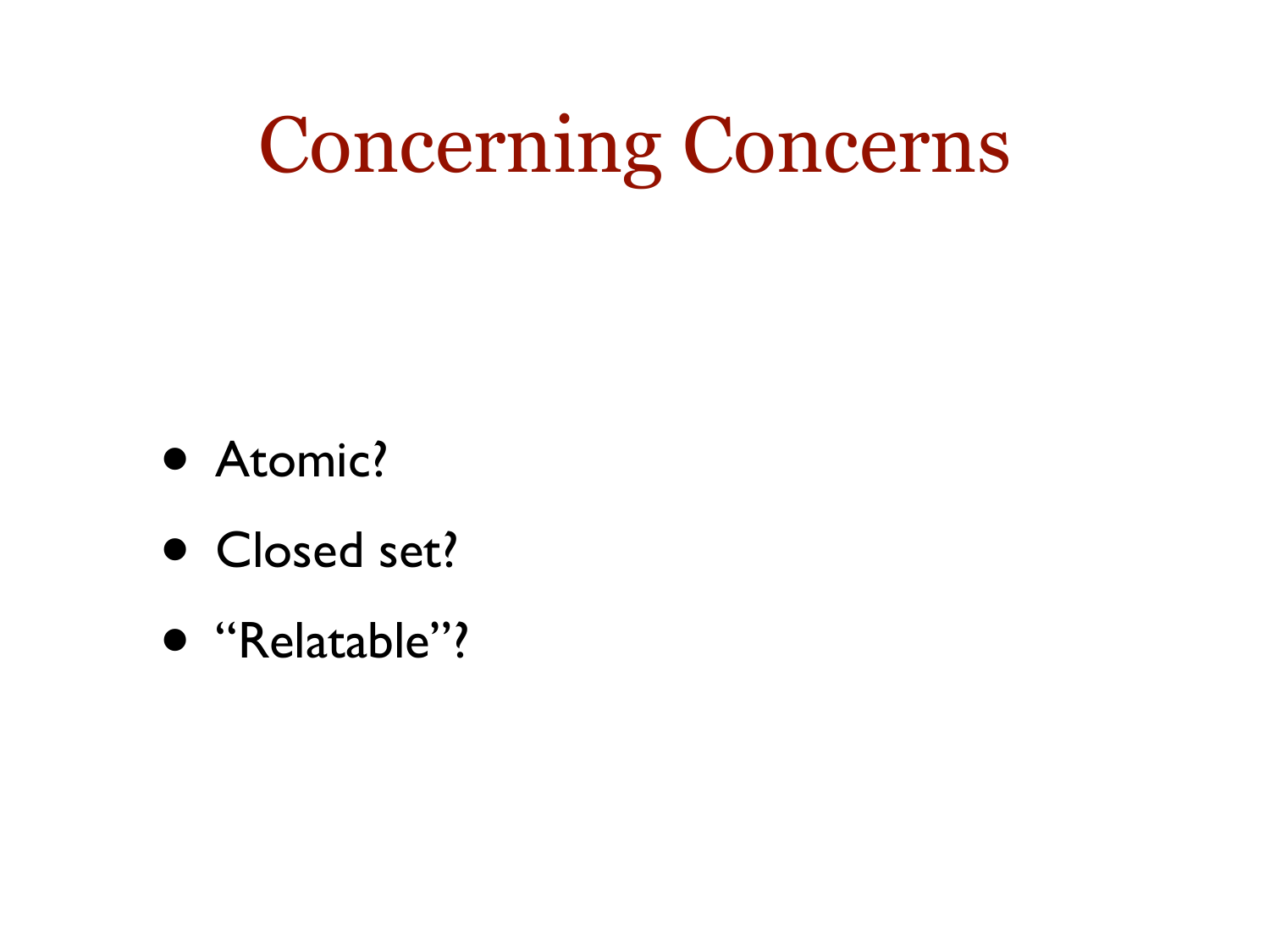# Concerning Concerns

- Atomic?
- Closed set?
- “Relatable”?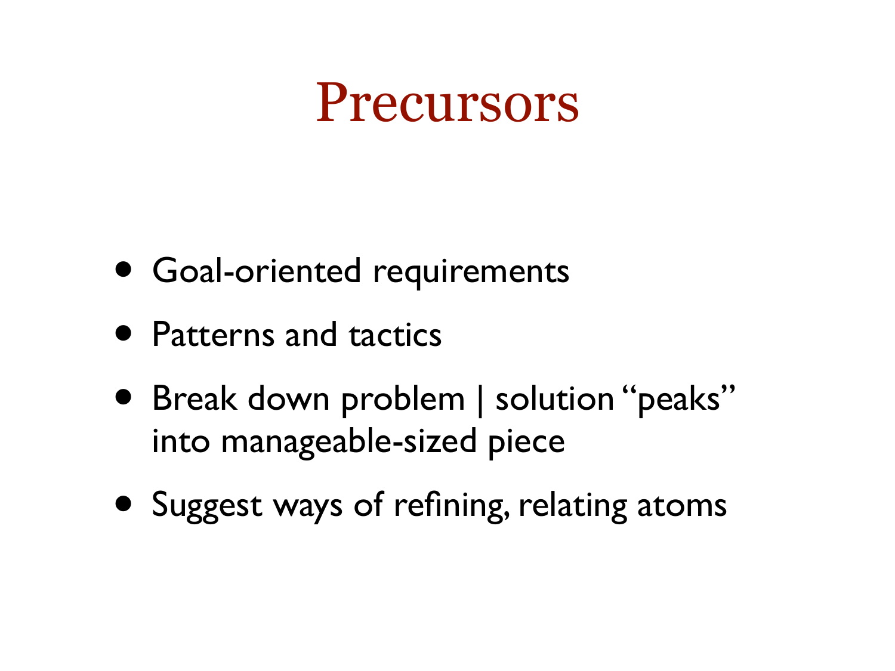# Precursors

- Goal-oriented requirements
- Patterns and tactics
- Break down problem | solution "peaks" into manageable-sized piece
- Suggest ways of refining, relating atoms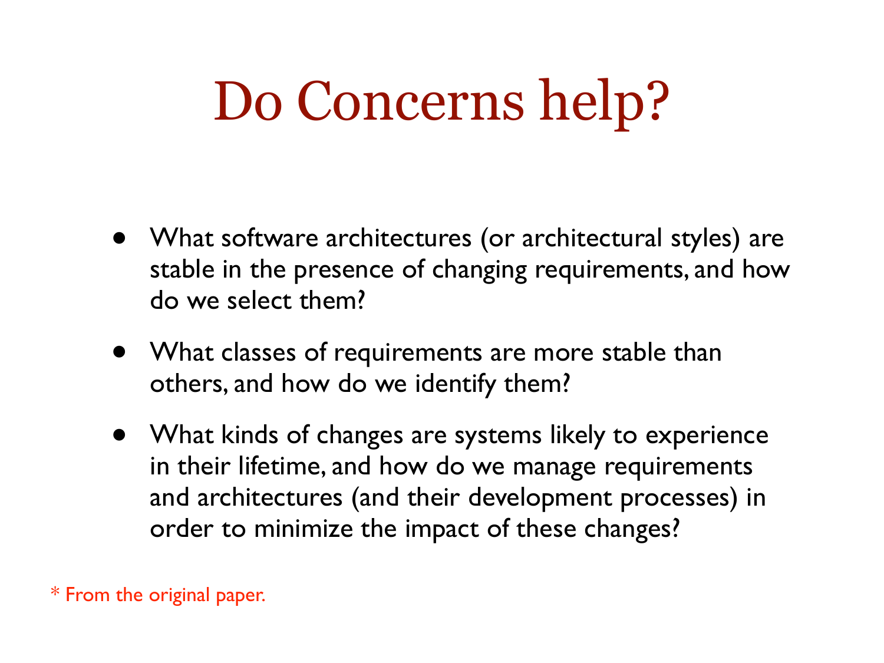# Do Concerns help?

- What software architectures (or architectural styles) are stable in the presence of changing requirements, and how do we select them?
- What classes of requirements are more stable than others, and how do we identify them?
- What kinds of changes are systems likely to experience in their lifetime, and how do we manage requirements and architectures (and their development processes) in order to minimize the impact of these changes?

* From the original paper.